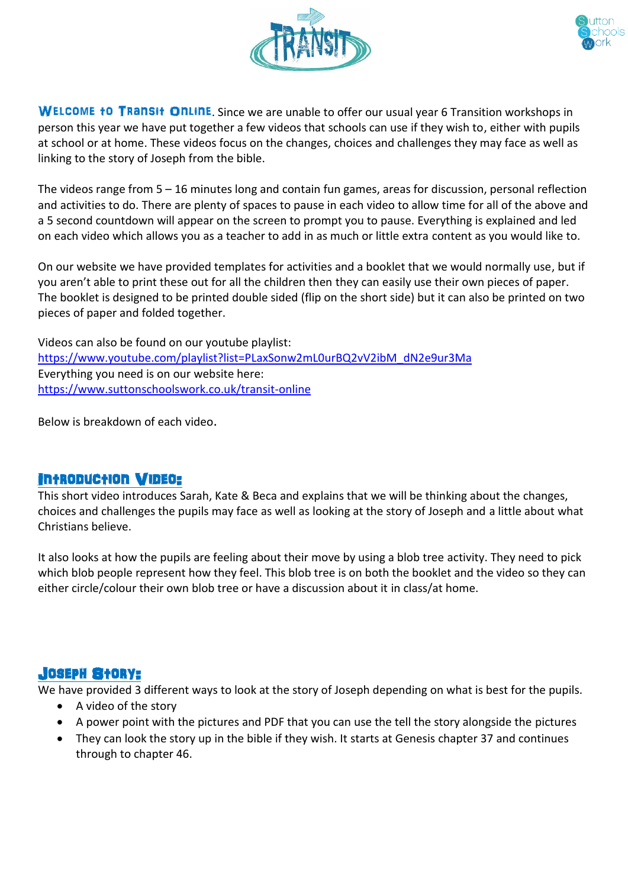**Welcome to Transit Online**. Since we are unable to offer our usual year 6 Transition workshops in person this year we have put together a few videos that schools can use if they wish to, either with pupils at school or at home. These videos focus on the changes, choices and challenges they may face as well as linking to the story of Joseph from the bible.

The videos range from 5 – 16 minutes long and contain fun games, areas for discussion, personal reflection and activities to do. There are plenty of spaces to pause in each video to allow time for all of the above and a 5 second countdown will appear on the screen to prompt you to pause. Everything is explained and led on each video which allows you as a teacher to add in as much or little extra content as you would like to.

On our website we have provided templates for activities and a booklet that we would normally use, but if you aren't able to print these out for all the children then they can easily use their own pieces of paper. The booklet is designed to be printed double sided (flip on the short side) but it can also be printed on two pieces of paper and folded together.

Videos can also be found on our youtube playlist:
https://www.youtube.com/playlist?list=PLaxSonw2mL0urBQ2vV2ibM_dN2e9ur3Ma
Everything you need is on our website here:
https://www.suttonschoolswork.co.uk/transit-online

Below is breakdown of each video.

## Introduction Video:

This short video introduces Sarah, Kate & Beca and explains that we will be thinking about the changes, choices and challenges the pupils may face as well as looking at the story of Joseph and a little about what Christians believe.

It also looks at how the pupils are feeling about their move by using a blob tree activity. They need to pick which blob people represent how they feel. This blob tree is on both the booklet and the video so they can either circle/colour their own blob tree or have a discussion about it in class/at home.

## Joseph Story:

We have provided 3 different ways to look at the story of Joseph depending on what is best for the pupils.

- A video of the story
- A power point with the pictures and PDF that you can use the tell the story alongside the pictures
- They can look the story up in the bible if they wish. It starts at Genesis chapter 37 and continues through to chapter 46.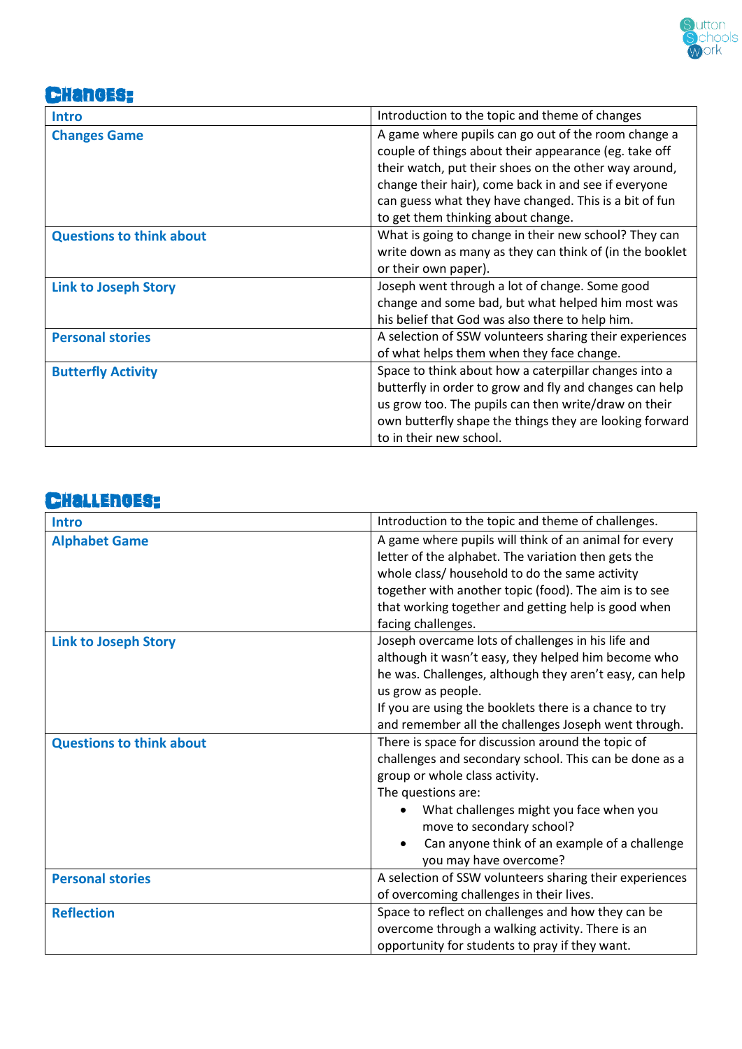## Changes:

| Intro | Introduction to the topic and theme of changes |
|---|---|
| **Changes Game** | A game where pupils can go out of the room change a couple of things about their appearance (eg. take off their watch, put their shoes on the other way around, change their hair), come back in and see if everyone can guess what they have changed. This is a bit of fun to get them thinking about change. |
| **Questions to think about** | What is going to change in their new school? They can write down as many as they can think of (in the booklet or their own paper). |
| **Link to Joseph Story** | Joseph went through a lot of change. Some good change and some bad, but what helped him most was his belief that God was also there to help him. |
| **Personal stories** | A selection of SSW volunteers sharing their experiences of what helps them when they face change. |
| **Butterfly Activity** | Space to think about how a caterpillar changes into a butterfly in order to grow and fly and changes can help us grow too. The pupils can then write/draw on their own butterfly shape the things they are looking forward to in their new school. |

## Challenges:

| Intro | Introduction to the topic and theme of challenges. |
|---|---|
| **Alphabet Game** | A game where pupils will think of an animal for every letter of the alphabet. The variation then gets the whole class/ household to do the same activity together with another topic (food). The aim is to see that working together and getting help is good when facing challenges. |
| **Link to Joseph Story** | Joseph overcame lots of challenges in his life and although it wasn't easy, they helped him become who he was. Challenges, although they aren't easy, can help us grow as people.<br>If you are using the booklets there is a chance to try and remember all the challenges Joseph went through. |
| **Questions to think about** | There is space for discussion around the topic of challenges and secondary school. This can be done as a group or whole class activity.<br>The questions are:<br>• What challenges might you face when you move to secondary school?<br>• Can anyone think of an example of a challenge you may have overcome? |
| **Personal stories** | A selection of SSW volunteers sharing their experiences of overcoming challenges in their lives. |
| **Reflection** | Space to reflect on challenges and how they can be overcome through a walking activity. There is an opportunity for students to pray if they want. |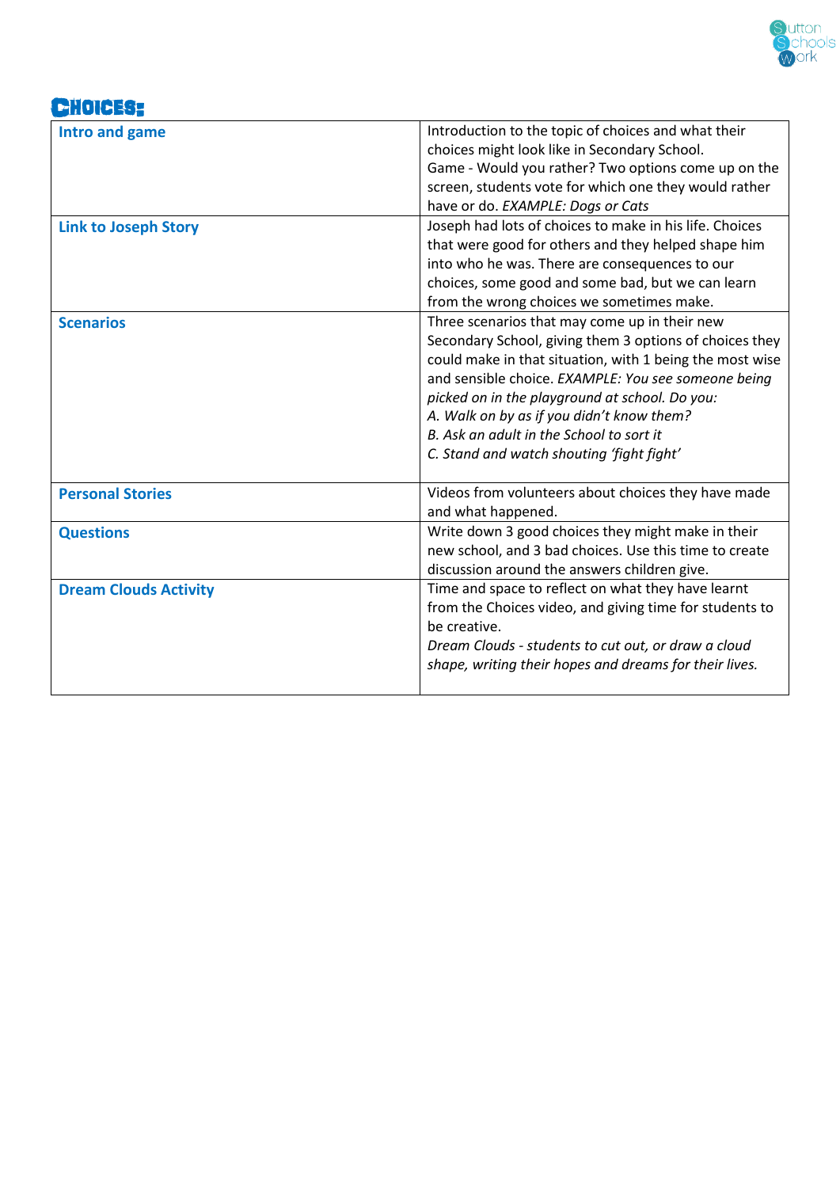# Choices:

| | |
|---|---|
| **Intro and game** | Introduction to the topic of choices and what their choices might look like in Secondary School.<br>Game - Would you rather? Two options come up on the screen, students vote for which one they would rather have or do. *EXAMPLE: Dogs or Cats* |
| **Link to Joseph Story** | Joseph had lots of choices to make in his life. Choices that were good for others and they helped shape him into who he was. There are consequences to our choices, some good and some bad, but we can learn from the wrong choices we sometimes make. |
| **Scenarios** | Three scenarios that may come up in their new Secondary School, giving them 3 options of choices they could make in that situation, with 1 being the most wise and sensible choice. *EXAMPLE: You see someone being picked on in the playground at school. Do you:*<br>*A. Walk on by as if you didn't know them?*<br>*B. Ask an adult in the School to sort it*<br>*C. Stand and watch shouting 'fight fight'* |
| **Personal Stories** | Videos from volunteers about choices they have made and what happened. |
| **Questions** | Write down 3 good choices they might make in their new school, and 3 bad choices. Use this time to create discussion around the answers children give. |
| **Dream Clouds Activity** | Time and space to reflect on what they have learnt from the Choices video, and giving time for students to be creative.<br>*Dream Clouds - students to cut out, or draw a cloud shape, writing their hopes and dreams for their lives.* |